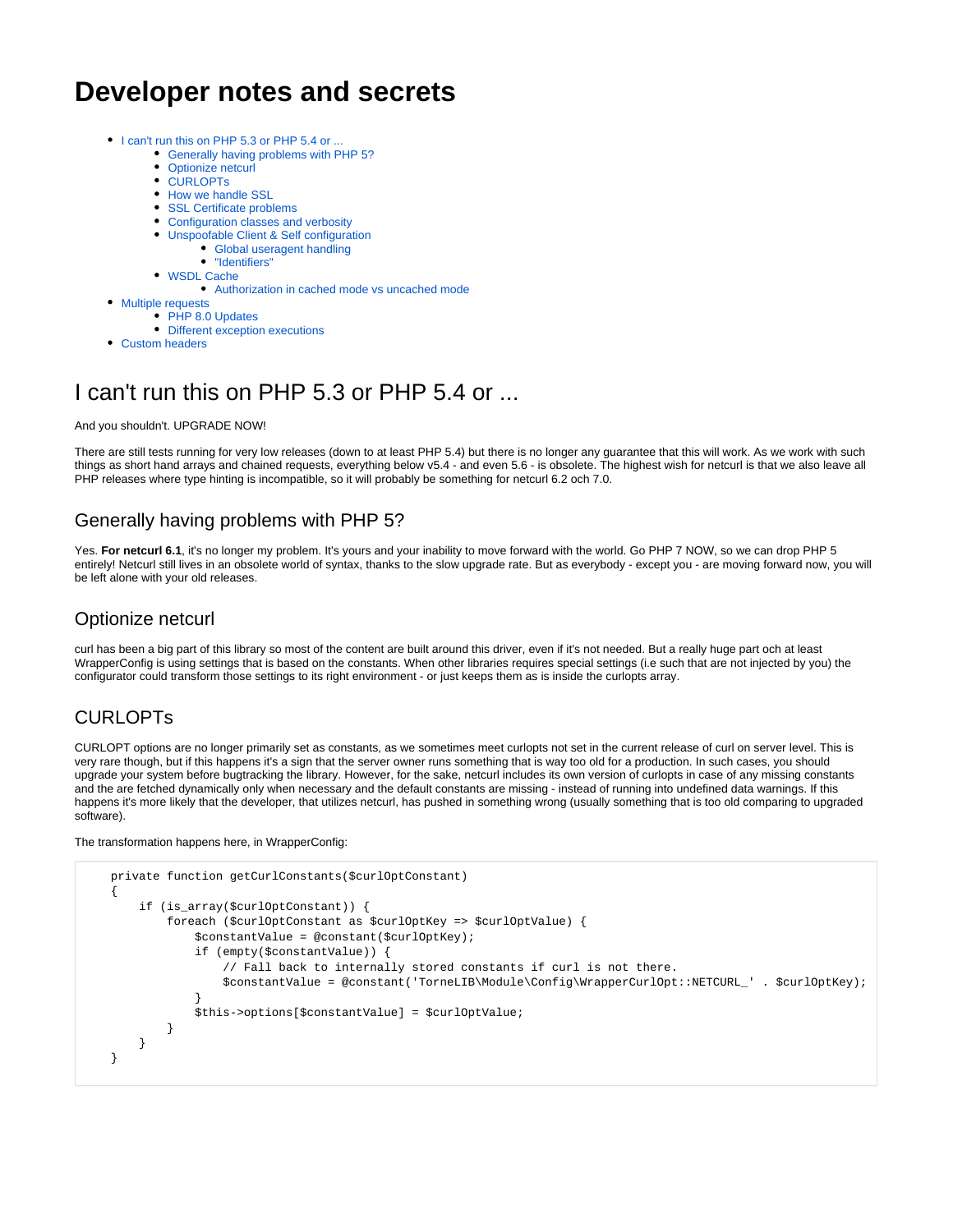# Developer notes and secrets

- I can't run this on PHP 5.3 or PHP 5.4 or ...
  - Generally having problems with PHP 5?
  - Optionize netcurl
  - CURLOPTs
  - How we handle SSL
  - SSL Certificate problems
  - Configuration classes and verbosity
  - Unspoofable Client & Self configuration
    - Global useragent handling
    - "Identifiers"
  - WSDL Cache
    - Authorization in cached mode vs uncached mode
- Multiple requests
  - PHP 8.0 Updates
  - Different exception executions
- Custom headers

## I can't run this on PHP 5.3 or PHP 5.4 or ...

And you shouldn't. UPGRADE NOW!

There are still tests running for very low releases (down to at least PHP 5.4) but there is no longer any guarantee that this will work. As we work with such things as short hand arrays and chained requests, everything below v5.4 - and even 5.6 - is obsolete. The highest wish for netcurl is that we also leave all PHP releases where type hinting is incompatible, so it will probably be something for netcurl 6.2 och 7.0.

### Generally having problems with PHP 5?

Yes. **For netcurl 6.1**, it's no longer my problem. It's yours and your inability to move forward with the world. Go PHP 7 NOW, so we can drop PHP 5 entirely! Netcurl still lives in an obsolete world of syntax, thanks to the slow upgrade rate. But as everybody - except you - are moving forward now, you will be left alone with your old releases.

### Optionize netcurl

curl has been a big part of this library so most of the content are built around this driver, even if it's not needed. But a really huge part och at least WrapperConfig is using settings that is based on the constants. When other libraries requires special settings (i.e such that are not injected by you) the configurator could transform those settings to its right environment - or just keeps them as is inside the curlopts array.

### CURLOPTs

CURLOPT options are no longer primarily set as constants, as we sometimes meet curlopts not set in the current release of curl on server level. This is very rare though, but if this happens it's a sign that the server owner runs something that is way too old for a production. In such cases, you should upgrade your system before bugtracking the library. However, for the sake, netcurl includes its own version of curlopts in case of any missing constants and the are fetched dynamically only when necessary and the default constants are missing - instead of running into undefined data warnings. If this happens it's more likely that the developer, that utilizes netcurl, has pushed in something wrong (usually something that is too old comparing to upgraded software).

The transformation happens here, in WrapperConfig:

```
private function getCurlConstants($curlOptConstant)
{
    if (is_array($curlOptConstant)) {
        foreach ($curlOptConstant as $curlOptKey => $curlOptValue) {
            $constantValue = @constant($curlOptKey);
            if (empty($constantValue)) {
                // Fall back to internally stored constants if curl is not there.
                $constantValue = @constant('TorneLIB\Module\Config\WrapperCurlOpt::NETCURL_' . $curlOptKey);
            }
            $this->options[$constantValue] = $curlOptValue;
        }
    }
}
```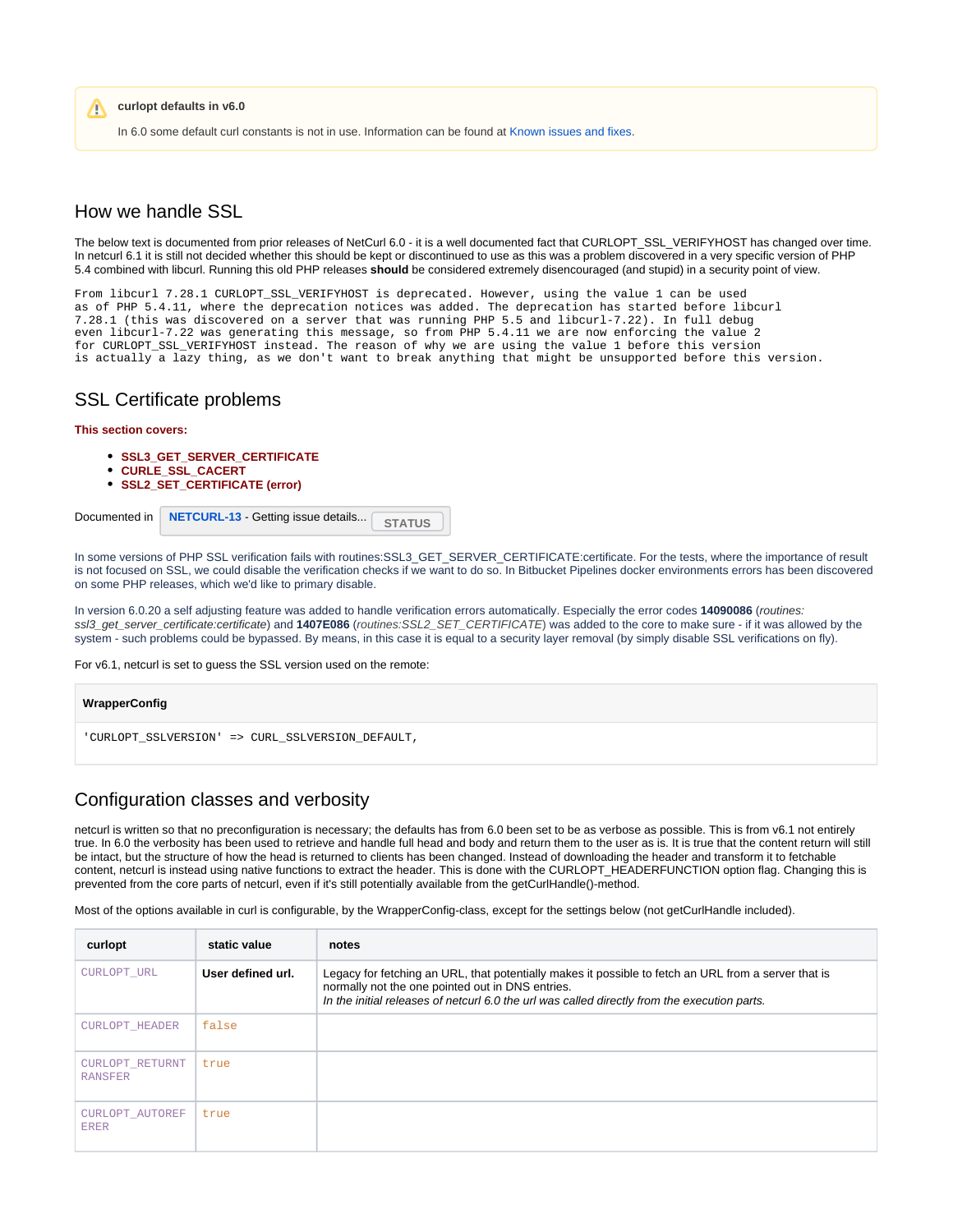> **curlopt defaults in v6.0**
>
> In 6.0 some default curl constants is not in use. Information can be found at Known issues and fixes.

## How we handle SSL

The below text is documented from prior releases of NetCurl 6.0 - it is a well documented fact that CURLOPT_SSL_VERIFYHOST has changed over time. In netcurl 6.1 it is still not decided whether this should be kept or discontinued to use as this was a problem discovered in a very specific version of PHP 5.4 combined with libcurl. Running this old PHP releases **should** be considered extremely disencouraged (and stupid) in a security point of view.

```
From libcurl 7.28.1 CURLOPT_SSL_VERIFYHOST is deprecated. However, using the value 1 can be used
as of PHP 5.4.11, where the deprecation notices was added. The deprecation has started before libcurl
7.28.1 (this was discovered on a server that was running PHP 5.5 and libcurl-7.22). In full debug
even libcurl-7.22 was generating this message, so from PHP 5.4.11 we are now enforcing the value 2
for CURLOPT_SSL_VERIFYHOST instead. The reason of why we are using the value 1 before this version
is actually a lazy thing, as we don't want to break anything that might be unsupported before this version.
```

## SSL Certificate problems

**This section covers:**

- **SSL3_GET_SERVER_CERTIFICATE**
- **CURLE_SSL_CACERT**
- **SSL2_SET_CERTIFICATE (error)**

Documented in **NETCURL-13** - Getting issue details... STATUS

In some versions of PHP SSL verification fails with routines:SSL3_GET_SERVER_CERTIFICATE:certificate. For the tests, where the importance of result is not focused on SSL, we could disable the verification checks if we want to do so. In Bitbucket Pipelines docker environments errors has been discovered on some PHP releases, which we'd like to primary disable.

In version 6.0.20 a self adjusting feature was added to handle verification errors automatically. Especially the error codes **14090086** (*routines: ssl3_get_server_certificate:certificate*) and **1407E086** (*routines:SSL2_SET_CERTIFICATE*) was added to the core to make sure - if it was allowed by the system - such problems could be bypassed. By means, in this case it is equal to a security layer removal (by simply disable SSL verifications on fly).

For v6.1, netcurl is set to guess the SSL version used on the remote:

**WrapperConfig**

```
'CURLOPT_SSLVERSION' => CURL_SSLVERSION_DEFAULT,
```

## Configuration classes and verbosity

netcurl is written so that no preconfiguration is necessary; the defaults has from 6.0 been set to be as verbose as possible. This is from v6.1 not entirely true. In 6.0 the verbosity has been used to retrieve and handle full head and body and return them to the user as is. It is true that the content return will still be intact, but the structure of how the head is returned to clients has been changed. Instead of downloading the header and transform it to fetchable content, netcurl is instead using native functions to extract the header. This is done with the CURLOPT_HEADERFUNCTION option flag. Changing this is prevented from the core parts of netcurl, even if it's still potentially available from the getCurlHandle()-method.

Most of the options available in curl is configurable, by the WrapperConfig-class, except for the settings below (not getCurlHandle included).

| curlopt | static value | notes |
|---|---|---|
| CURLOPT_URL | **User defined url.** | Legacy for fetching an URL, that potentially makes it possible to fetch an URL from a server that is normally not the one pointed out in DNS entries.<br>*In the initial releases of netcurl 6.0 the url was called directly from the execution parts.* |
| CURLOPT_HEADER | false | |
| CURLOPT_RETURNTRANSFER | true | |
| CURLOPT_AUTOREFERER | true | |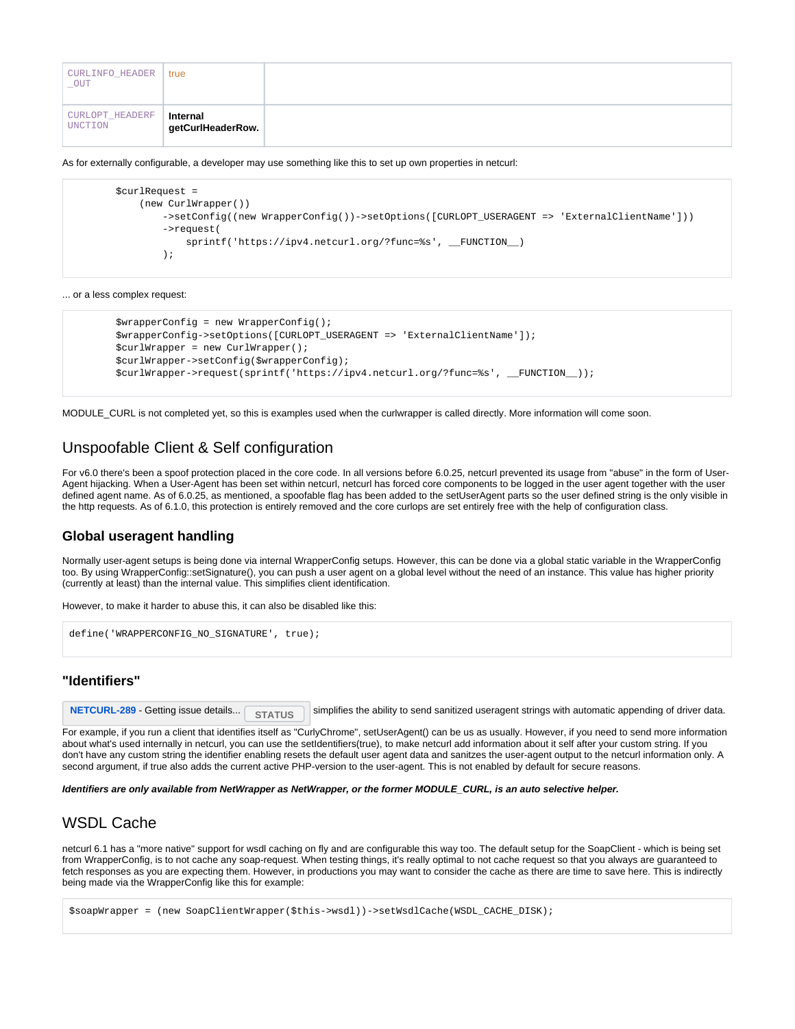| CURLINFO_HEADER_OUT | true | |
| --- | --- | --- |
| CURLOPT_HEADERFUNCTION | **Internal getCurlHeaderRow.** | |

As for externally configurable, a developer may use something like this to set up own properties in netcurl:

```
        $curlRequest =
            (new CurlWrapper())
                ->setConfig((new WrapperConfig())->setOptions([CURLOPT_USERAGENT => 'ExternalClientName']))
                ->request(
                    sprintf('https://ipv4.netcurl.org/?func=%s', __FUNCTION__)
                );
```

... or a less complex request:

```
        $wrapperConfig = new WrapperConfig();
        $wrapperConfig->setOptions([CURLOPT_USERAGENT => 'ExternalClientName']);
        $curlWrapper = new CurlWrapper();
        $curlWrapper->setConfig($wrapperConfig);
        $curlWrapper->request(sprintf('https://ipv4.netcurl.org/?func=%s', __FUNCTION__));
```

MODULE_CURL is not completed yet, so this is examples used when the curlwrapper is called directly. More information will come soon.

## Unspoofable Client & Self configuration

For v6.0 there's been a spoof protection placed in the core code. In all versions before 6.0.25, netcurl prevented its usage from "abuse" in the form of User-Agent hijacking. When a User-Agent has been set within netcurl, netcurl has forced core components to be logged in the user agent together with the user defined agent name. As of 6.0.25, as mentioned, a spoofable flag has been added to the setUserAgent parts so the user defined string is the only visible in the http requests. As of 6.1.0, this protection is entirely removed and the core curlops are set entirely free with the help of configuration class.

### Global useragent handling

Normally user-agent setups is being done via internal WrapperConfig setups. However, this can be done via a global static variable in the WrapperConfig too. By using WrapperConfig::setSignature(), you can push a user agent on a global level without the need of an instance. This value has higher priority (currently at least) than the internal value. This simplifies client identification.

However, to make it harder to abuse this, it can also be disabled like this:

```
define('WRAPPERCONFIG_NO_SIGNATURE', true);
```

### "Identifiers"

NETCURL-289 - Getting issue details... STATUS simplifies the ability to send sanitized useragent strings with automatic appending of driver data.

For example, if you run a client that identifies itself as "CurlyChrome", setUserAgent() can be us as usually. However, if you need to send more information about what's used internally in netcurl, you can use the setIdentifiers(true), to make netcurl add information about it self after your custom string. If you don't have any custom string the identifier enabling resets the default user agent data and sanitzes the user-agent output to the netcurl information only. A second argument, if true also adds the current active PHP-version to the user-agent. This is not enabled by default for secure reasons.

***Identifiers are only available from NetWrapper as NetWrapper, or the former MODULE_CURL, is an auto selective helper.***

## WSDL Cache

netcurl 6.1 has a "more native" support for wsdl caching on fly and are configurable this way too. The default setup for the SoapClient - which is being set from WrapperConfig, is to not cache any soap-request. When testing things, it's really optimal to not cache request so that you always are guaranteed to fetch responses as you are expecting them. However, in productions you may want to consider the cache as there are time to save here. This is indirectly being made via the WrapperConfig like this for example:

```
$soapWrapper = (new SoapClientWrapper($this->wsdl))->setWsdlCache(WSDL_CACHE_DISK);
```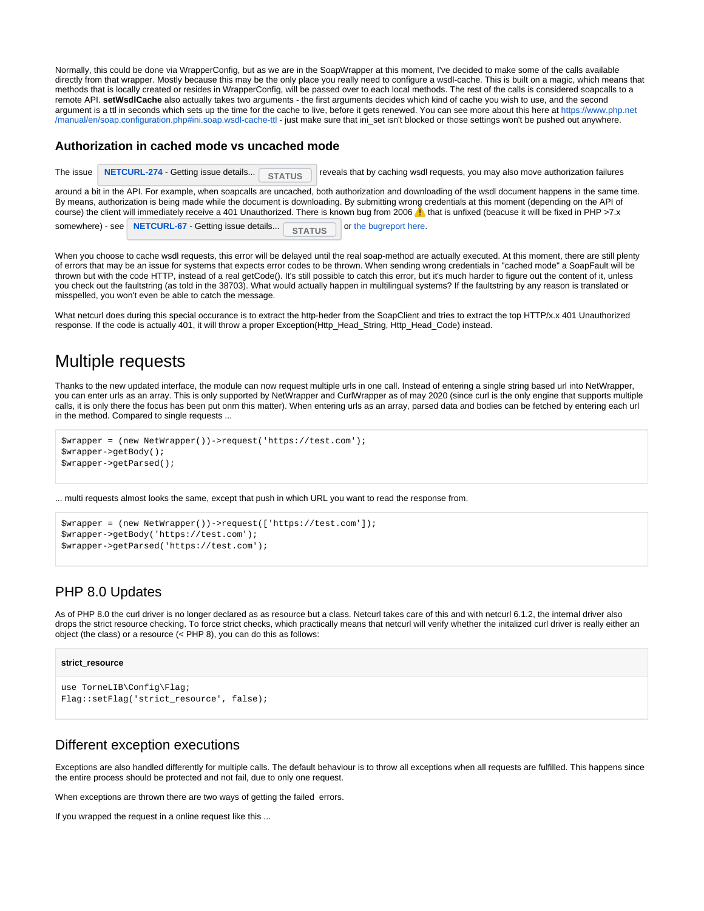Normally, this could be done via WrapperConfig, but as we are in the SoapWrapper at this moment, I've decided to make some of the calls available directly from that wrapper. Mostly because this may be the only place you really need to configure a wsdl-cache. This is built on a magic, which means that methods that is locally created or resides in WrapperConfig, will be passed over to each local methods. The rest of the calls is considered soapcalls to a remote API. **setWsdlCache** also actually takes two arguments - the first arguments decides which kind of cache you wish to use, and the second argument is a ttl in seconds which sets up the time for the cache to live, before it gets renewed. You can see more about this here at https://www.php.net/manual/en/soap.configuration.php#ini.soap.wsdl-cache-ttl - just make sure that ini_set isn't blocked or those settings won't be pushed out anywhere.

### Authorization in cached mode vs uncached mode

The issue NETCURL-274 - Getting issue details... STATUS reveals that by caching wsdl requests, you may also move authorization failures around a bit in the API. For example, when soapcalls are uncached, both authorization and downloading of the wsdl document happens in the same time. By means, authorization is being made while the document is downloading. By submitting wrong credentials at this moment (depending on the API of course) the client will immediately receive a 401 Unauthorized. There is known bug from 2006 ⚠️ that is unfixed (beacuse it will be fixed in PHP >7.x somewhere) - see NETCURL-67 - Getting issue details... STATUS or the bugreport here.

When you choose to cache wsdl requests, this error will be delayed until the real soap-method are actually executed. At this moment, there are still plenty of errors that may be an issue for systems that expects error codes to be thrown. When sending wrong credentials in "cached mode" a SoapFault will be thrown but with the code HTTP, instead of a real getCode(). It's still possible to catch this error, but it's much harder to figure out the content of it, unless you check out the faultstring (as told in the 38703). What would actually happen in multilingual systems? If the faultstring by any reason is translated or misspelled, you won't even be able to catch the message.

What netcurl does during this special occurance is to extract the http-heder from the SoapClient and tries to extract the top HTTP/x.x 401 Unauthorized response. If the code is actually 401, it will throw a proper Exception(Http_Head_String, Http_Head_Code) instead.

# Multiple requests

Thanks to the new updated interface, the module can now request multiple urls in one call. Instead of entering a single string based url into NetWrapper, you can enter urls as an array. This is only supported by NetWrapper and CurlWrapper as of may 2020 (since curl is the only engine that supports multiple calls, it is only there the focus has been put onm this matter). When entering urls as an array, parsed data and bodies can be fetched by entering each url in the method. Compared to single requests ...

```
$wrapper = (new NetWrapper())->request('https://test.com');
$wrapper->getBody();
$wrapper->getParsed();
```

... multi requests almost looks the same, except that push in which URL you want to read the response from.

```
$wrapper = (new NetWrapper())->request(['https://test.com']);
$wrapper->getBody('https://test.com');
$wrapper->getParsed('https://test.com');
```

## PHP 8.0 Updates

As of PHP 8.0 the curl driver is no longer declared as as resource but a class. Netcurl takes care of this and with netcurl 6.1.2, the internal driver also drops the strict resource checking. To force strict checks, which practically means that netcurl will verify whether the initalized curl driver is really either an object (the class) or a resource (< PHP 8), you can do this as follows:

**strict_resource**

```
use TorneLIB\Config\Flag;
Flag::setFlag('strict_resource', false);
```

## Different exception executions

Exceptions are also handled differently for multiple calls. The default behaviour is to throw all exceptions when all requests are fulfilled. This happens since the entire process should be protected and not fail, due to only one request.

When exceptions are thrown there are two ways of getting the failed errors.

If you wrapped the request in a online request like this ...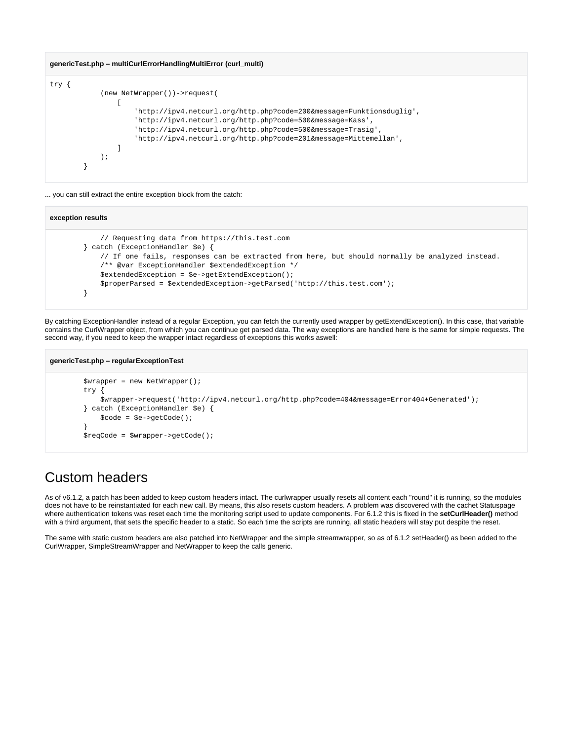**genericTest.php – multiCurlErrorHandlingMultiError (curl_multi)**

```
try {
            (new NetWrapper())->request(
                [
                    'http://ipv4.netcurl.org/http.php?code=200&message=Funktionsduglig',
                    'http://ipv4.netcurl.org/http.php?code=500&message=Kass',
                    'http://ipv4.netcurl.org/http.php?code=500&message=Trasig',
                    'http://ipv4.netcurl.org/http.php?code=201&message=Mittemellan',
                ]
            );
        }
```

... you can still extract the entire exception block from the catch:

**exception results**

```
            // Requesting data from https://this.test.com
        } catch (ExceptionHandler $e) {
            // If one fails, responses can be extracted from here, but should normally be analyzed instead.
            /** @var ExceptionHandler $extendedException */
            $extendedException = $e->getExtendException();
            $properParsed = $extendedException->getParsed('http://this.test.com');
        }
```

By catching ExceptionHandler instead of a regular Exception, you can fetch the currently used wrapper by getExtendException(). In this case, that variable contains the CurlWrapper object, from which you can continue get parsed data. The way exceptions are handled here is the same for simple requests. The second way, if you need to keep the wrapper intact regardless of exceptions this works aswell:

**genericTest.php – regularExceptionTest**

```
        $wrapper = new NetWrapper();
        try {
            $wrapper->request('http://ipv4.netcurl.org/http.php?code=404&message=Error404+Generated');
        } catch (ExceptionHandler $e) {
            $code = $e->getCode();
        }
        $reqCode = $wrapper->getCode();
```

# Custom headers

As of v6.1.2, a patch has been added to keep custom headers intact. The curlwrapper usually resets all content each "round" it is running, so the modules does not have to be reinstantiated for each new call. By means, this also resets custom headers. A problem was discovered with the cachet Statuspage where authentication tokens was reset each time the monitoring script used to update components. For 6.1.2 this is fixed in the **setCurlHeader()** method with a third argument, that sets the specific header to a static. So each time the scripts are running, all static headers will stay put despite the reset.

The same with static custom headers are also patched into NetWrapper and the simple streamwrapper, so as of 6.1.2 setHeader() as been added to the CurlWrapper, SimpleStreamWrapper and NetWrapper to keep the calls generic.